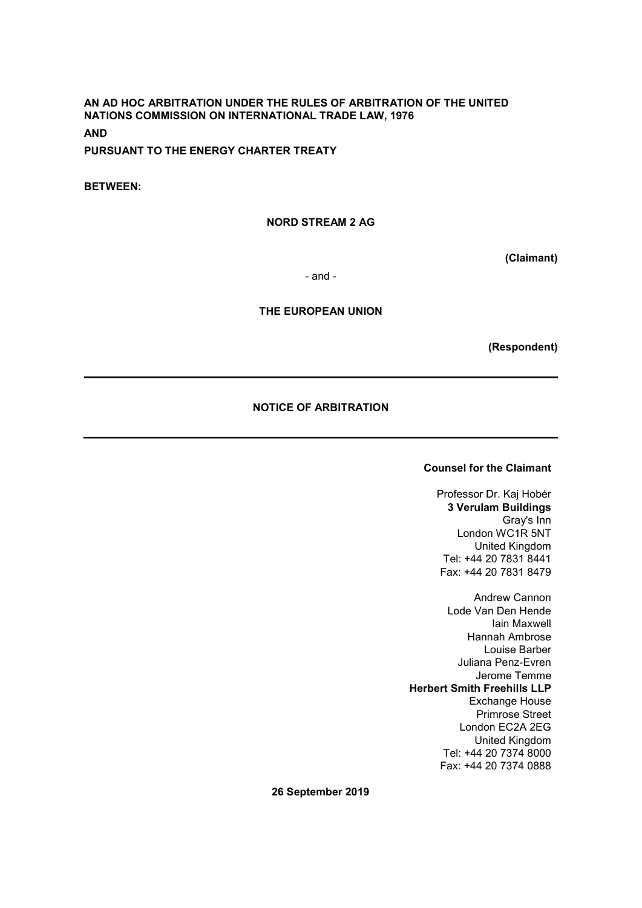**AN AD HOC ARBITRATION UNDER THE RULES OF ARBITRATION OF THE UNITED NATIONS COMMISSION ON INTERNATIONAL TRADE LAW, 1976**

**AND**

**PURSUANT TO THE ENERGY CHARTER TREATY**

**BETWEEN:**

**NORD STREAM 2 AG**

**(Claimant)**

- and -

**THE EUROPEAN UNION**

**(Respondent)**

---

# NOTICE OF ARBITRATION

---

**Counsel for the Claimant**

Professor Dr. Kaj Hobér
**3 Verulam Buildings**
Gray's Inn
London WC1R 5NT
United Kingdom
Tel: +44 20 7831 8441
Fax: +44 20 7831 8479

Andrew Cannon
Lode Van Den Hende
Iain Maxwell
Hannah Ambrose
Louise Barber
Juliana Penz-Evren
Jerome Temme
**Herbert Smith Freehills LLP**
Exchange House
Primrose Street
London EC2A 2EG
United Kingdom
Tel: +44 20 7374 8000
Fax: +44 20 7374 0888

**26 September 2019**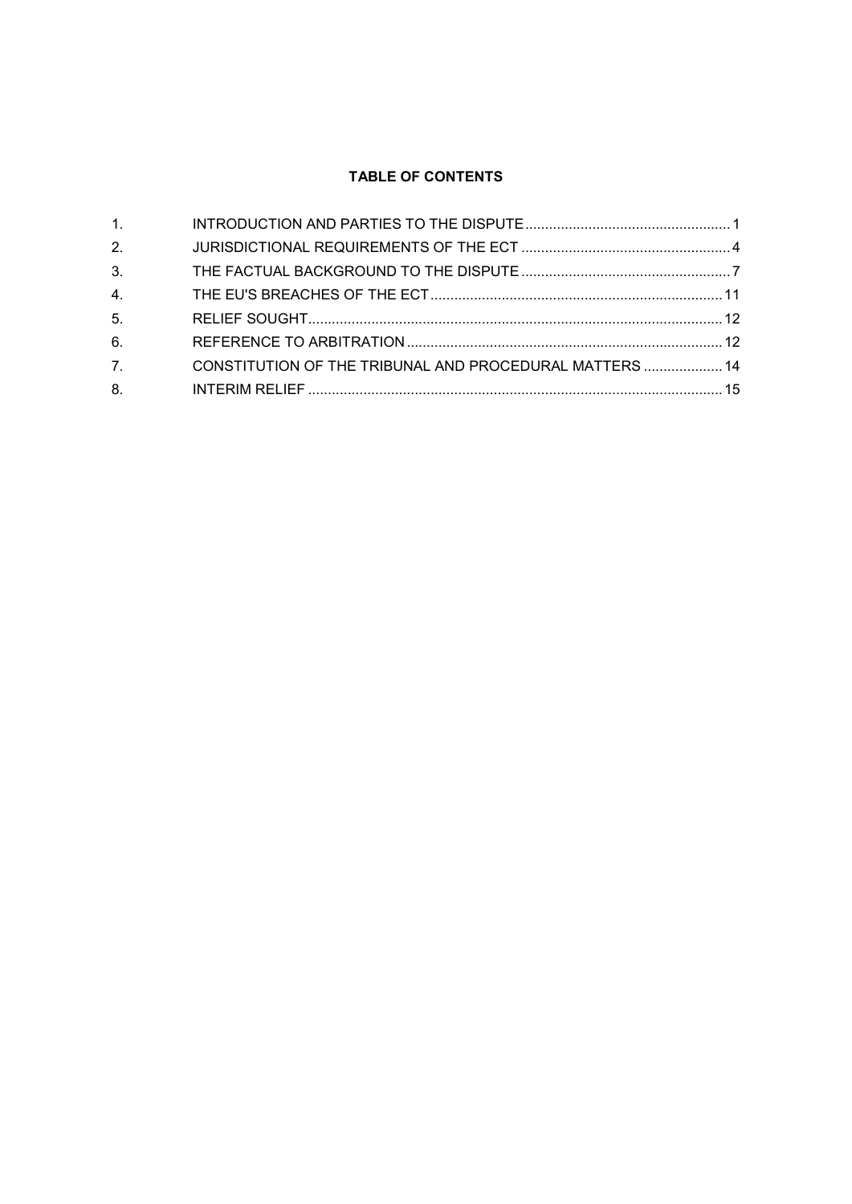**TABLE OF CONTENTS**

1. INTRODUCTION AND PARTIES TO THE DISPUTE .......... 1
2. JURISDICTIONAL REQUIREMENTS OF THE ECT .......... 4
3. THE FACTUAL BACKGROUND TO THE DISPUTE .......... 7
4. THE EU'S BREACHES OF THE ECT .......... 11
5. RELIEF SOUGHT .......... 12
6. REFERENCE TO ARBITRATION .......... 12
7. CONSTITUTION OF THE TRIBUNAL AND PROCEDURAL MATTERS .......... 14
8. INTERIM RELIEF .......... 15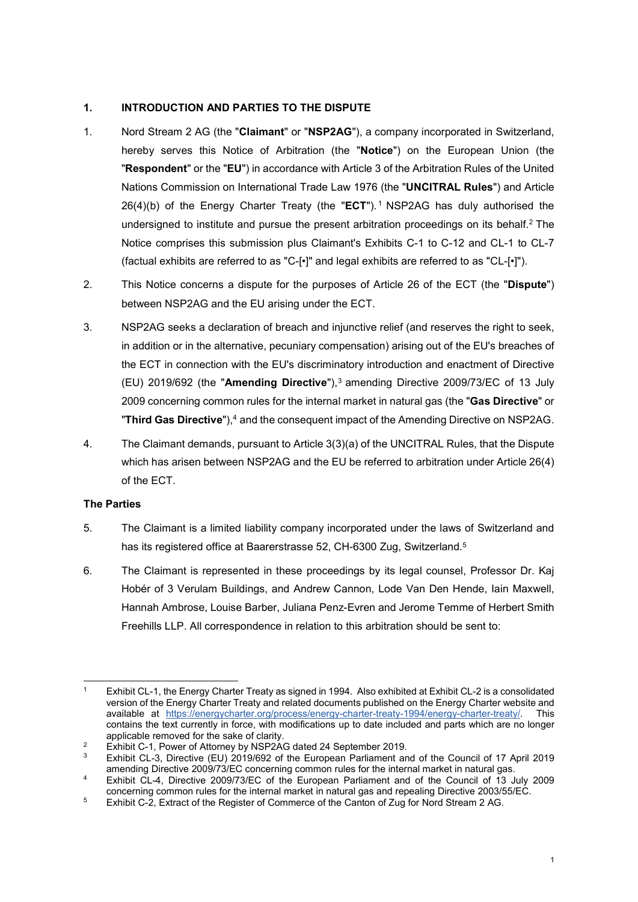## 1. INTRODUCTION AND PARTIES TO THE DISPUTE

1. Nord Stream 2 AG (the "**Claimant**" or "**NSP2AG**"), a company incorporated in Switzerland, hereby serves this Notice of Arbitration (the "**Notice**") on the European Union (the "**Respondent**" or the "**EU**") in accordance with Article 3 of the Arbitration Rules of the United Nations Commission on International Trade Law 1976 (the "**UNCITRAL Rules**") and Article 26(4)(b) of the Energy Charter Treaty (the "**ECT**").[1] NSP2AG has duly authorised the undersigned to institute and pursue the present arbitration proceedings on its behalf.[2] The Notice comprises this submission plus Claimant's Exhibits C-1 to C-12 and CL-1 to CL-7 (factual exhibits are referred to as "C-[•]" and legal exhibits are referred to as "CL-[•]").

2. This Notice concerns a dispute for the purposes of Article 26 of the ECT (the "**Dispute**") between NSP2AG and the EU arising under the ECT.

3. NSP2AG seeks a declaration of breach and injunctive relief (and reserves the right to seek, in addition or in the alternative, pecuniary compensation) arising out of the EU's breaches of the ECT in connection with the EU's discriminatory introduction and enactment of Directive (EU) 2019/692 (the "**Amending Directive**"),[3] amending Directive 2009/73/EC of 13 July 2009 concerning common rules for the internal market in natural gas (the "**Gas Directive**" or "**Third Gas Directive**"),[4] and the consequent impact of the Amending Directive on NSP2AG.

4. The Claimant demands, pursuant to Article 3(3)(a) of the UNCITRAL Rules, that the Dispute which has arisen between NSP2AG and the EU be referred to arbitration under Article 26(4) of the ECT.

### The Parties

5. The Claimant is a limited liability company incorporated under the laws of Switzerland and has its registered office at Baarerstrasse 52, CH-6300 Zug, Switzerland.[5]

6. The Claimant is represented in these proceedings by its legal counsel, Professor Dr. Kaj Hobér of 3 Verulam Buildings, and Andrew Cannon, Lode Van Den Hende, Iain Maxwell, Hannah Ambrose, Louise Barber, Juliana Penz-Evren and Jerome Temme of Herbert Smith Freehills LLP. All correspondence in relation to this arbitration should be sent to:

---

[1] Exhibit CL-1, the Energy Charter Treaty as signed in 1994. Also exhibited at Exhibit CL-2 is a consolidated version of the Energy Charter Treaty and related documents published on the Energy Charter website and available at https://energycharter.org/process/energy-charter-treaty-1994/energy-charter-treaty/. This contains the text currently in force, with modifications up to date included and parts which are no longer applicable removed for the sake of clarity.

[2] Exhibit C-1, Power of Attorney by NSP2AG dated 24 September 2019.

[3] Exhibit CL-3, Directive (EU) 2019/692 of the European Parliament and of the Council of 17 April 2019 amending Directive 2009/73/EC concerning common rules for the internal market in natural gas.

[4] Exhibit CL-4, Directive 2009/73/EC of the European Parliament and of the Council of 13 July 2009 concerning common rules for the internal market in natural gas and repealing Directive 2003/55/EC.

[5] Exhibit C-2, Extract of the Register of Commerce of the Canton of Zug for Nord Stream 2 AG.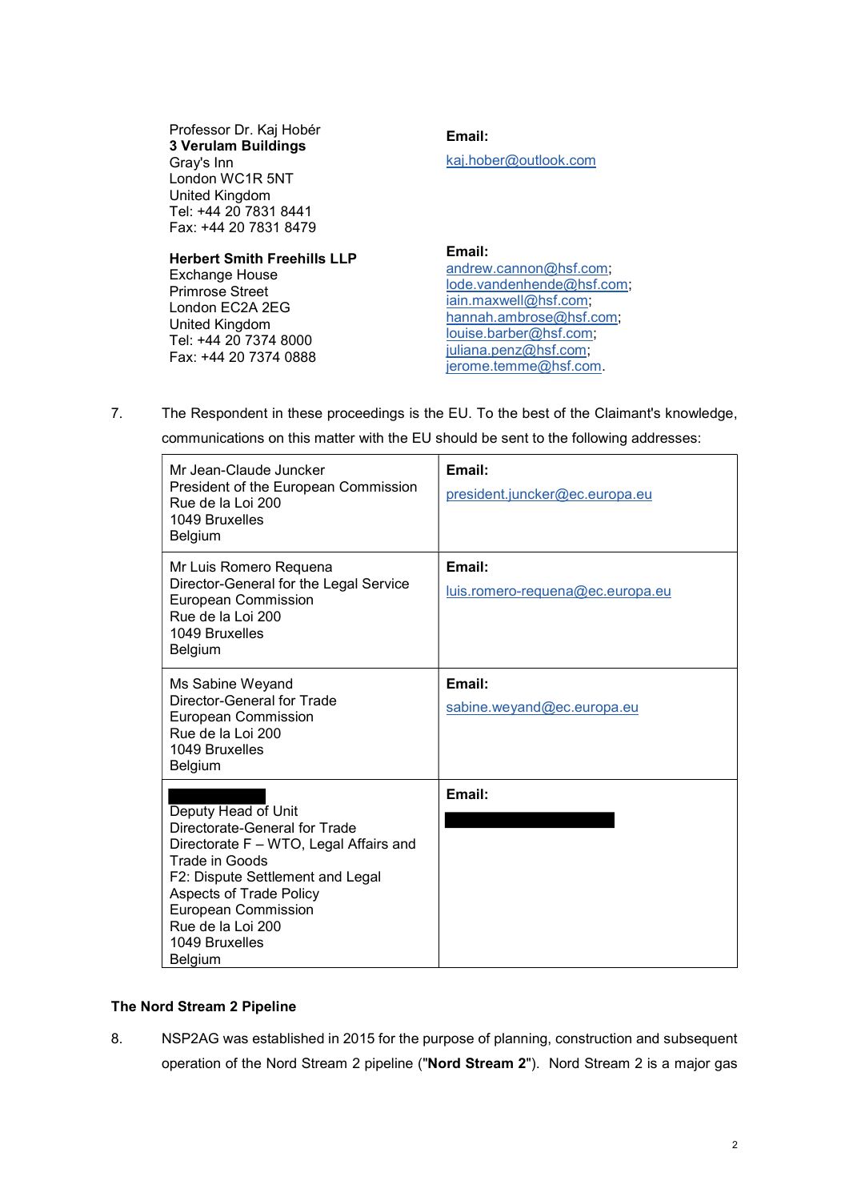| | |
|---|---|
| Professor Dr. Kaj Hobér<br>**3 Verulam Buildings**<br>Gray's Inn<br>London WC1R 5NT<br>United Kingdom<br>Tel: +44 20 7831 8441<br>Fax: +44 20 7831 8479 | **Email:**<br>kaj.hober@outlook.com |
| **Herbert Smith Freehills LLP**<br>Exchange House<br>Primrose Street<br>London EC2A 2EG<br>United Kingdom<br>Tel: +44 20 7374 8000<br>Fax: +44 20 7374 0888 | **Email:**<br>andrew.cannon@hsf.com;<br>lode.vandenhende@hsf.com;<br>iain.maxwell@hsf.com;<br>hannah.ambrose@hsf.com;<br>louise.barber@hsf.com;<br>juliana.penz@hsf.com;<br>jerome.temme@hsf.com. |

7. The Respondent in these proceedings is the EU. To the best of the Claimant's knowledge, communications on this matter with the EU should be sent to the following addresses:

| | |
|---|---|
| Mr Jean-Claude Juncker<br>President of the European Commission<br>Rue de la Loi 200<br>1049 Bruxelles<br>Belgium | **Email:**<br>president.juncker@ec.europa.eu |
| Mr Luis Romero Requena<br>Director-General for the Legal Service<br>European Commission<br>Rue de la Loi 200<br>1049 Bruxelles<br>Belgium | **Email:**<br>luis.romero-requena@ec.europa.eu |
| Ms Sabine Weyand<br>Director-General for Trade<br>European Commission<br>Rue de la Loi 200<br>1049 Bruxelles<br>Belgium | **Email:**<br>sabine.weyand@ec.europa.eu |
| [REDACTED]<br>Deputy Head of Unit<br>Directorate-General for Trade<br>Directorate F – WTO, Legal Affairs and Trade in Goods<br>F2: Dispute Settlement and Legal Aspects of Trade Policy<br>European Commission<br>Rue de la Loi 200<br>1049 Bruxelles<br>Belgium | **Email:**<br>[REDACTED] |

**The Nord Stream 2 Pipeline**

8. NSP2AG was established in 2015 for the purpose of planning, construction and subsequent operation of the Nord Stream 2 pipeline ("**Nord Stream 2**"). Nord Stream 2 is a major gas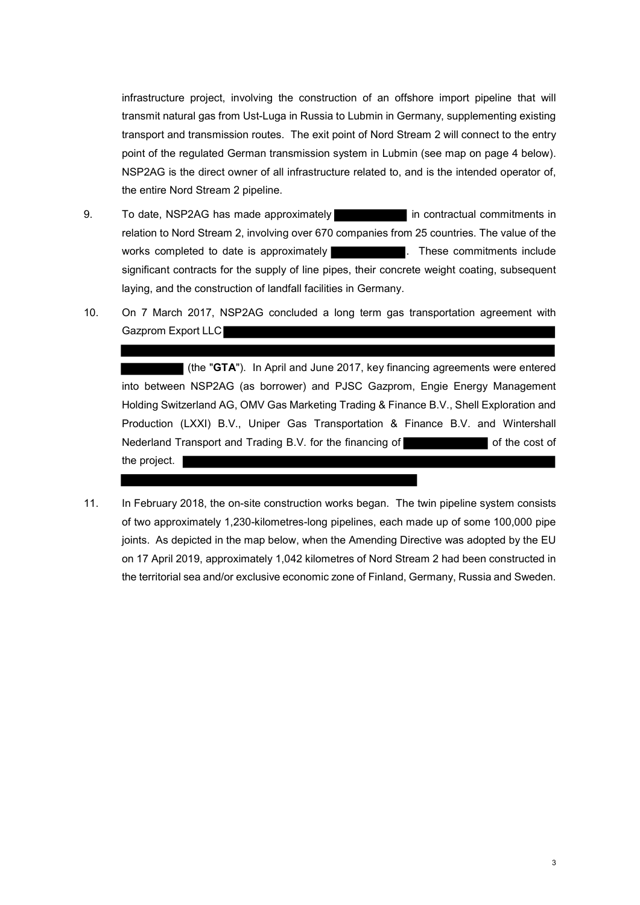infrastructure project, involving the construction of an offshore import pipeline that will transmit natural gas from Ust-Luga in Russia to Lubmin in Germany, supplementing existing transport and transmission routes. The exit point of Nord Stream 2 will connect to the entry point of the regulated German transmission system in Lubmin (see map on page 4 below). NSP2AG is the direct owner of all infrastructure related to, and is the intended operator of, the entire Nord Stream 2 pipeline.

9. To date, NSP2AG has made approximately ██████████ in contractual commitments in relation to Nord Stream 2, involving over 670 companies from 25 countries. The value of the works completed to date is approximately ██████████. These commitments include significant contracts for the supply of line pipes, their concrete weight coating, subsequent laying, and the construction of landfall facilities in Germany.

10. On 7 March 2017, NSP2AG concluded a long term gas transportation agreement with Gazprom Export LLC ██████████ (the "**GTA**"). In April and June 2017, key financing agreements were entered into between NSP2AG (as borrower) and PJSC Gazprom, Engie Energy Management Holding Switzerland AG, OMV Gas Marketing Trading & Finance B.V., Shell Exploration and Production (LXXI) B.V., Uniper Gas Transportation & Finance B.V. and Wintershall Nederland Transport and Trading B.V. for the financing of ██████████ of the cost of the project. ██████████

11. In February 2018, the on-site construction works began. The twin pipeline system consists of two approximately 1,230-kilometres-long pipelines, each made up of some 100,000 pipe joints. As depicted in the map below, when the Amending Directive was adopted by the EU on 17 April 2019, approximately 1,042 kilometres of Nord Stream 2 had been constructed in the territorial sea and/or exclusive economic zone of Finland, Germany, Russia and Sweden.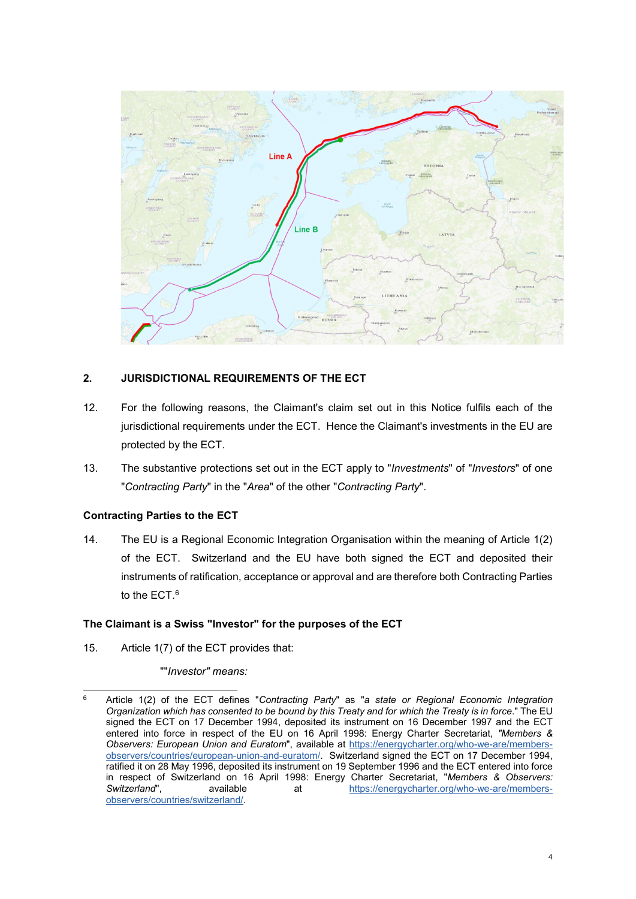## 2. JURISDICTIONAL REQUIREMENTS OF THE ECT

12. For the following reasons, the Claimant's claim set out in this Notice fulfils each of the jurisdictional requirements under the ECT. Hence the Claimant's investments in the EU are protected by the ECT.

13. The substantive protections set out in the ECT apply to "*Investments*" of "*Investors*" of one "*Contracting Party*" in the "*Area*" of the other "*Contracting Party*".

### Contracting Parties to the ECT

14. The EU is a Regional Economic Integration Organisation within the meaning of Article 1(2) of the ECT. Switzerland and the EU have both signed the ECT and deposited their instruments of ratification, acceptance or approval and are therefore both Contracting Parties to the ECT.[6]

### The Claimant is a Swiss "Investor" for the purposes of the ECT

15. Article 1(7) of the ECT provides that:

""*Investor" means:*

---

[6] Article 1(2) of the ECT defines "*Contracting Party*" as "*a state or Regional Economic Integration Organization which has consented to be bound by this Treaty and for which the Treaty is in force*." The EU signed the ECT on 17 December 1994, deposited its instrument on 16 December 1997 and the ECT entered into force in respect of the EU on 16 April 1998: Energy Charter Secretariat, "*Members & Observers: European Union and Euratom*", available at https://energycharter.org/who-we-are/members-observers/countries/european-union-and-euratom/. Switzerland signed the ECT on 17 December 1994, ratified it on 28 May 1996, deposited its instrument on 19 September 1996 and the ECT entered into force in respect of Switzerland on 16 April 1998: Energy Charter Secretariat, "*Members & Observers: Switzerland*", available at https://energycharter.org/who-we-are/members-observers/countries/switzerland/.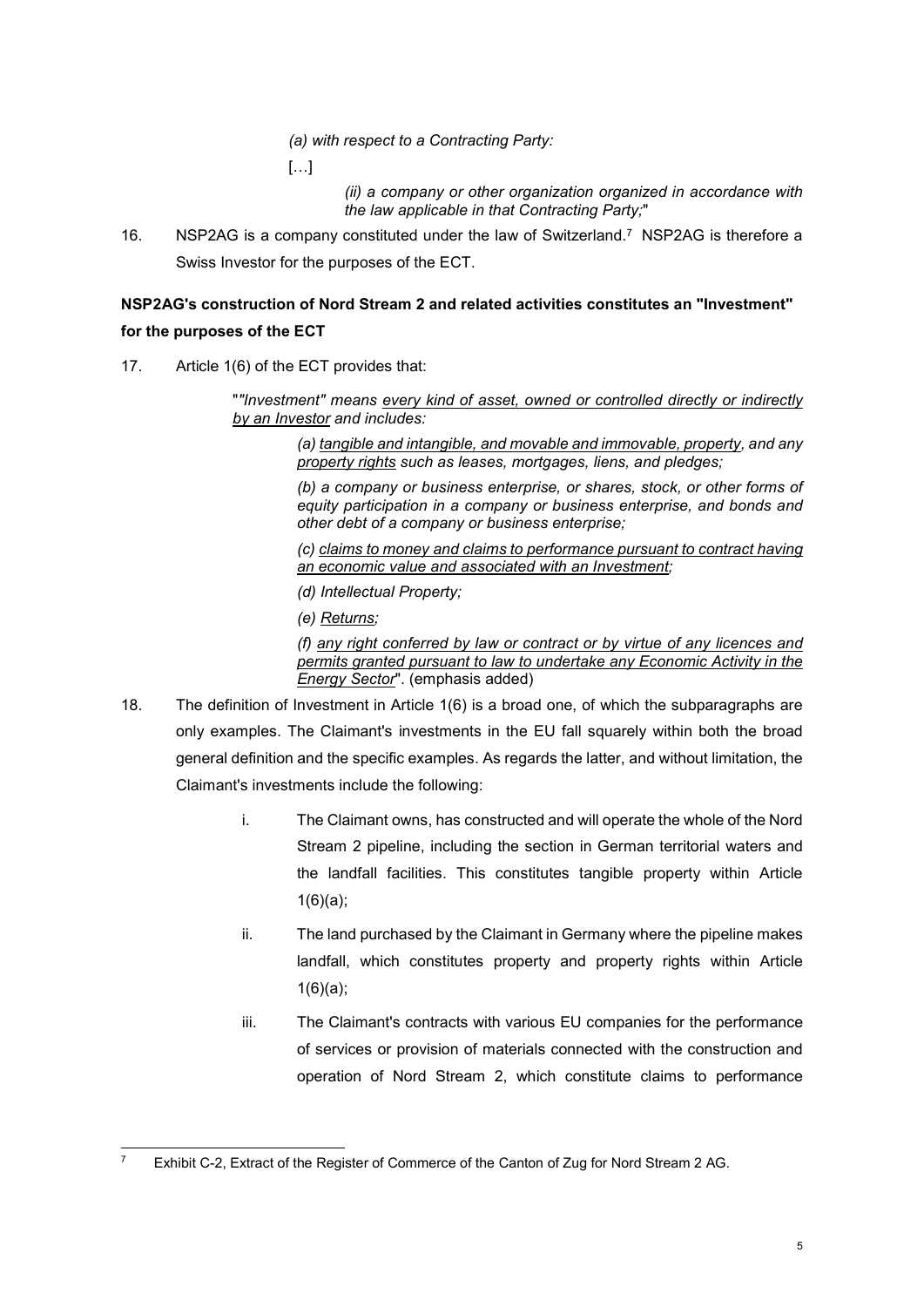> *(a) with respect to a Contracting Party:*
>
> […]
>
> > *(ii) a company or other organization organized in accordance with the law applicable in that Contracting Party;*"

16. NSP2AG is a company constituted under the law of Switzerland.[7] NSP2AG is therefore a Swiss Investor for the purposes of the ECT.

**NSP2AG's construction of Nord Stream 2 and related activities constitutes an "Investment" for the purposes of the ECT**

17. Article 1(6) of the ECT provides that:

> "*"Investment" means <u>every kind of asset, owned or controlled directly or indirectly by an Investor</u> and includes:*
>
> > *(a) <u>tangible and intangible, and movable and immovable, property</u>, and any <u>property rights</u> such as leases, mortgages, liens, and pledges;*
> >
> > *(b) a company or business enterprise, or shares, stock, or other forms of equity participation in a company or business enterprise, and bonds and other debt of a company or business enterprise;*
> >
> > *(c) <u>claims to money and claims to performance pursuant to contract having an economic value and associated with an Investment</u>;*
> >
> > *(d) Intellectual Property;*
> >
> > *(e) <u>Returns</u>;*
> >
> > *(f) <u>any right conferred by law or contract or by virtue of any licences and permits granted pursuant to law to undertake any Economic Activity in the Energy Sector</u>*". (emphasis added)

18. The definition of Investment in Article 1(6) is a broad one, of which the subparagraphs are only examples. The Claimant's investments in the EU fall squarely within both the broad general definition and the specific examples. As regards the latter, and without limitation, the Claimant's investments include the following:

    i. The Claimant owns, has constructed and will operate the whole of the Nord Stream 2 pipeline, including the section in German territorial waters and the landfall facilities. This constitutes tangible property within Article 1(6)(a);

    ii. The land purchased by the Claimant in Germany where the pipeline makes landfall, which constitutes property and property rights within Article 1(6)(a);

    iii. The Claimant's contracts with various EU companies for the performance of services or provision of materials connected with the construction and operation of Nord Stream 2, which constitute claims to performance

[7] Exhibit C-2, Extract of the Register of Commerce of the Canton of Zug for Nord Stream 2 AG.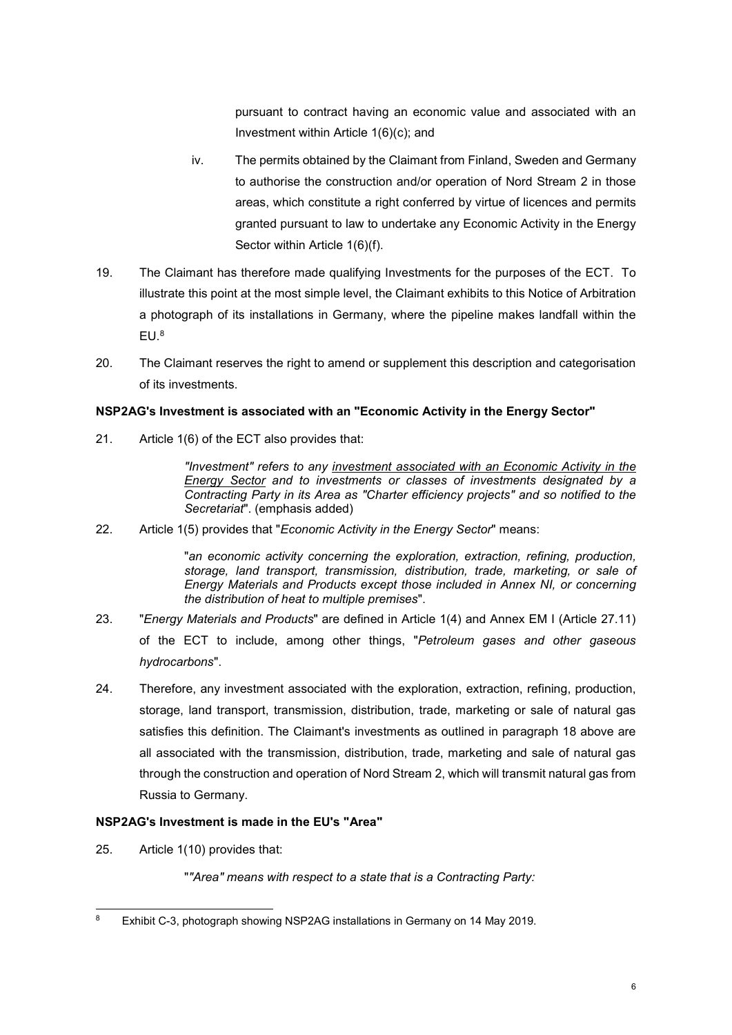pursuant to contract having an economic value and associated with an Investment within Article 1(6)(c); and

iv. The permits obtained by the Claimant from Finland, Sweden and Germany to authorise the construction and/or operation of Nord Stream 2 in those areas, which constitute a right conferred by virtue of licences and permits granted pursuant to law to undertake any Economic Activity in the Energy Sector within Article 1(6)(f).

19. The Claimant has therefore made qualifying Investments for the purposes of the ECT. To illustrate this point at the most simple level, the Claimant exhibits to this Notice of Arbitration a photograph of its installations in Germany, where the pipeline makes landfall within the EU.[8]

20. The Claimant reserves the right to amend or supplement this description and categorisation of its investments.

**NSP2AG's Investment is associated with an "Economic Activity in the Energy Sector"**

21. Article 1(6) of the ECT also provides that:

> *"Investment" refers to any investment associated with an Economic Activity in the Energy Sector and to investments or classes of investments designated by a Contracting Party in its Area as "Charter efficiency projects" and so notified to the Secretariat*". (emphasis added)

22. Article 1(5) provides that "*Economic Activity in the Energy Sector*" means:

> "*an economic activity concerning the exploration, extraction, refining, production, storage, land transport, transmission, distribution, trade, marketing, or sale of Energy Materials and Products except those included in Annex NI, or concerning the distribution of heat to multiple premises*".

23. "*Energy Materials and Products*" are defined in Article 1(4) and Annex EM I (Article 27.11) of the ECT to include, among other things, "*Petroleum gases and other gaseous hydrocarbons*".

24. Therefore, any investment associated with the exploration, extraction, refining, production, storage, land transport, transmission, distribution, trade, marketing or sale of natural gas satisfies this definition. The Claimant's investments as outlined in paragraph 18 above are all associated with the transmission, distribution, trade, marketing and sale of natural gas through the construction and operation of Nord Stream 2, which will transmit natural gas from Russia to Germany.

**NSP2AG's Investment is made in the EU's "Area"**

25. Article 1(10) provides that:

> "*"Area" means with respect to a state that is a Contracting Party:*

[8] Exhibit C-3, photograph showing NSP2AG installations in Germany on 14 May 2019.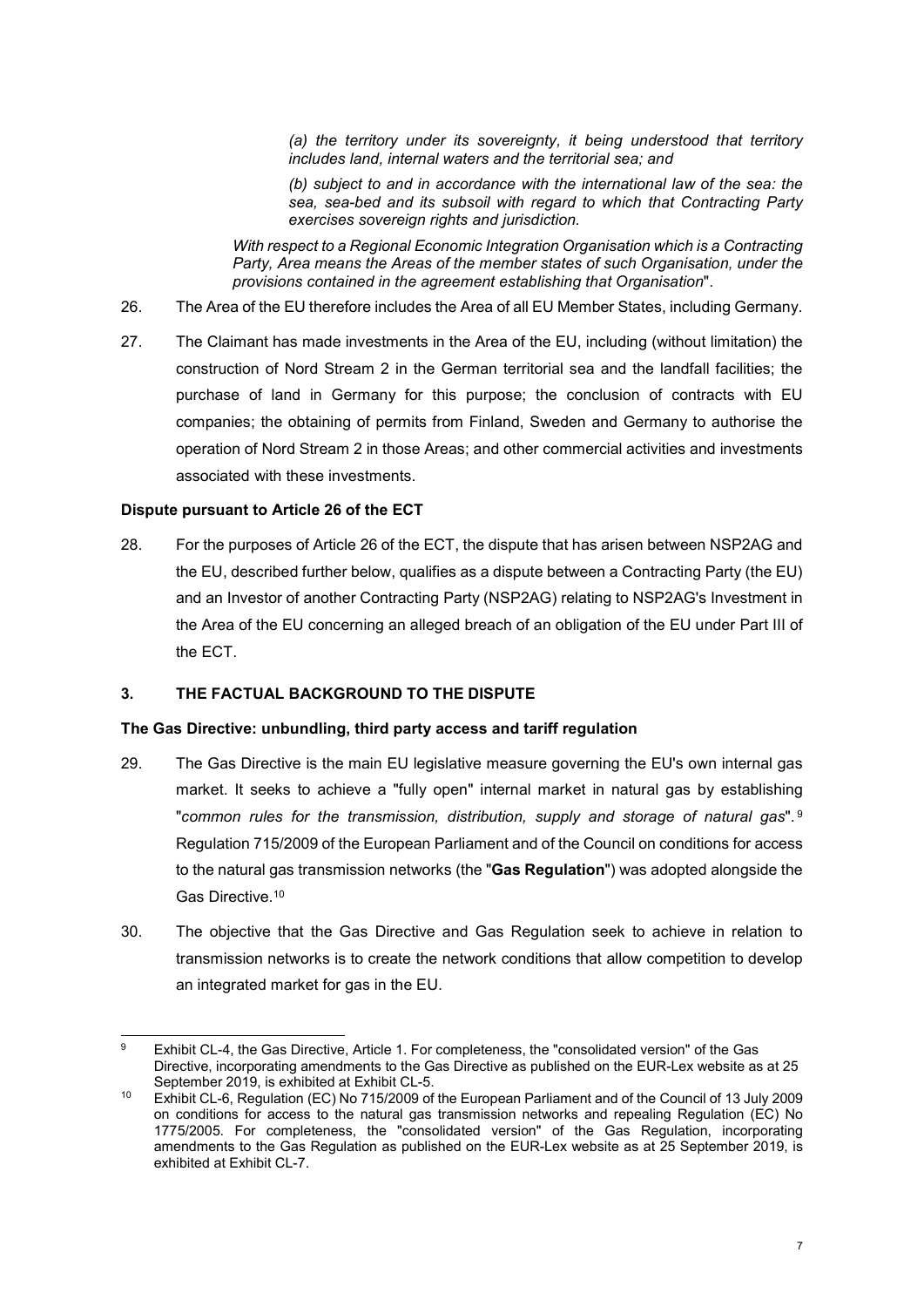> *(a) the territory under its sovereignty, it being understood that territory includes land, internal waters and the territorial sea; and*
>
> *(b) subject to and in accordance with the international law of the sea: the sea, sea-bed and its subsoil with regard to which that Contracting Party exercises sovereign rights and jurisdiction.*
>
> *With respect to a Regional Economic Integration Organisation which is a Contracting Party, Area means the Areas of the member states of such Organisation, under the provisions contained in the agreement establishing that Organisation*".

26. The Area of the EU therefore includes the Area of all EU Member States, including Germany.

27. The Claimant has made investments in the Area of the EU, including (without limitation) the construction of Nord Stream 2 in the German territorial sea and the landfall facilities; the purchase of land in Germany for this purpose; the conclusion of contracts with EU companies; the obtaining of permits from Finland, Sweden and Germany to authorise the operation of Nord Stream 2 in those Areas; and other commercial activities and investments associated with these investments.

**Dispute pursuant to Article 26 of the ECT**

28. For the purposes of Article 26 of the ECT, the dispute that has arisen between NSP2AG and the EU, described further below, qualifies as a dispute between a Contracting Party (the EU) and an Investor of another Contracting Party (NSP2AG) relating to NSP2AG's Investment in the Area of the EU concerning an alleged breach of an obligation of the EU under Part III of the ECT.

## 3. THE FACTUAL BACKGROUND TO THE DISPUTE

**The Gas Directive: unbundling, third party access and tariff regulation**

29. The Gas Directive is the main EU legislative measure governing the EU's own internal gas market. It seeks to achieve a "fully open" internal market in natural gas by establishing "*common rules for the transmission, distribution, supply and storage of natural gas*".[9] Regulation 715/2009 of the European Parliament and of the Council on conditions for access to the natural gas transmission networks (the "**Gas Regulation**") was adopted alongside the Gas Directive.[10]

30. The objective that the Gas Directive and Gas Regulation seek to achieve in relation to transmission networks is to create the network conditions that allow competition to develop an integrated market for gas in the EU.

---

[9] Exhibit CL-4, the Gas Directive, Article 1. For completeness, the "consolidated version" of the Gas Directive, incorporating amendments to the Gas Directive as published on the EUR-Lex website as at 25 September 2019, is exhibited at Exhibit CL-5.

[10] Exhibit CL-6, Regulation (EC) No 715/2009 of the European Parliament and of the Council of 13 July 2009 on conditions for access to the natural gas transmission networks and repealing Regulation (EC) No 1775/2005. For completeness, the "consolidated version" of the Gas Regulation, incorporating amendments to the Gas Regulation as published on the EUR-Lex website as at 25 September 2019, is exhibited at Exhibit CL-7.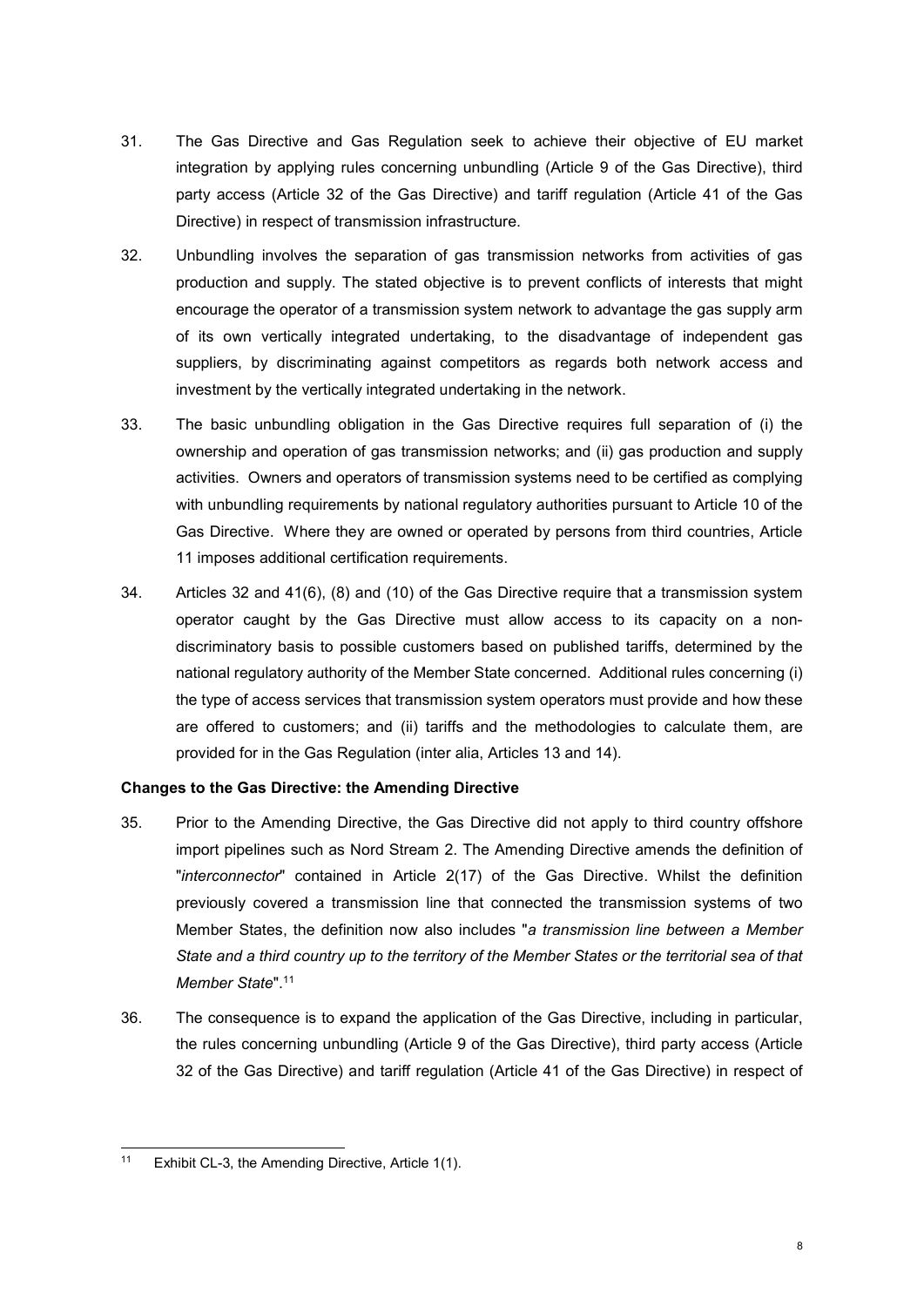31. The Gas Directive and Gas Regulation seek to achieve their objective of EU market integration by applying rules concerning unbundling (Article 9 of the Gas Directive), third party access (Article 32 of the Gas Directive) and tariff regulation (Article 41 of the Gas Directive) in respect of transmission infrastructure.

32. Unbundling involves the separation of gas transmission networks from activities of gas production and supply. The stated objective is to prevent conflicts of interests that might encourage the operator of a transmission system network to advantage the gas supply arm of its own vertically integrated undertaking, to the disadvantage of independent gas suppliers, by discriminating against competitors as regards both network access and investment by the vertically integrated undertaking in the network.

33. The basic unbundling obligation in the Gas Directive requires full separation of (i) the ownership and operation of gas transmission networks; and (ii) gas production and supply activities. Owners and operators of transmission systems need to be certified as complying with unbundling requirements by national regulatory authorities pursuant to Article 10 of the Gas Directive. Where they are owned or operated by persons from third countries, Article 11 imposes additional certification requirements.

34. Articles 32 and 41(6), (8) and (10) of the Gas Directive require that a transmission system operator caught by the Gas Directive must allow access to its capacity on a non-discriminatory basis to possible customers based on published tariffs, determined by the national regulatory authority of the Member State concerned. Additional rules concerning (i) the type of access services that transmission system operators must provide and how these are offered to customers; and (ii) tariffs and the methodologies to calculate them, are provided for in the Gas Regulation (inter alia, Articles 13 and 14).

**Changes to the Gas Directive: the Amending Directive**

35. Prior to the Amending Directive, the Gas Directive did not apply to third country offshore import pipelines such as Nord Stream 2. The Amending Directive amends the definition of "*interconnector*" contained in Article 2(17) of the Gas Directive. Whilst the definition previously covered a transmission line that connected the transmission systems of two Member States, the definition now also includes "*a transmission line between a Member State and a third country up to the territory of the Member States or the territorial sea of that Member State*".[11]

36. The consequence is to expand the application of the Gas Directive, including in particular, the rules concerning unbundling (Article 9 of the Gas Directive), third party access (Article 32 of the Gas Directive) and tariff regulation (Article 41 of the Gas Directive) in respect of

---

[11] Exhibit CL-3, the Amending Directive, Article 1(1).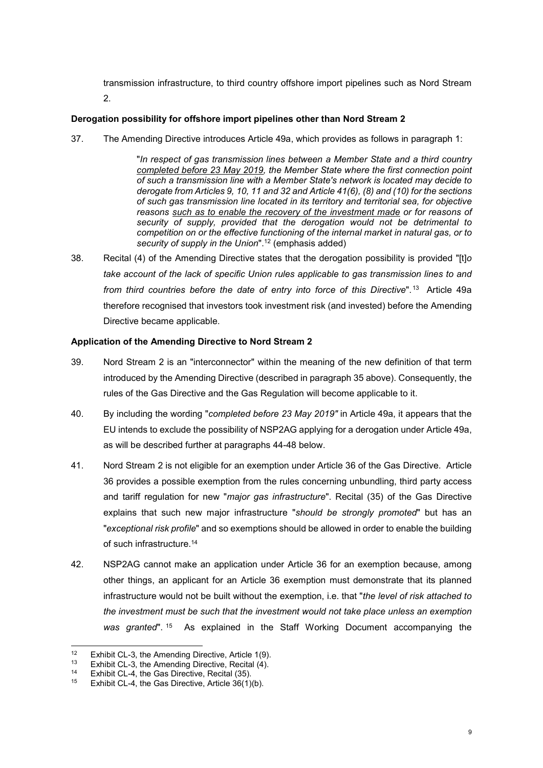transmission infrastructure, to third country offshore import pipelines such as Nord Stream 2.

**Derogation possibility for offshore import pipelines other than Nord Stream 2**

37. The Amending Directive introduces Article 49a, which provides as follows in paragraph 1:

> "*In respect of gas transmission lines between a Member State and a third country completed before 23 May 2019, the Member State where the first connection point of such a transmission line with a Member State's network is located may decide to derogate from Articles 9, 10, 11 and 32 and Article 41(6), (8) and (10) for the sections of such gas transmission line located in its territory and territorial sea, for objective reasons such as to enable the recovery of the investment made or for reasons of security of supply, provided that the derogation would not be detrimental to competition on or the effective functioning of the internal market in natural gas, or to security of supply in the Union*".[12] (emphasis added)

38. Recital (4) of the Amending Directive states that the derogation possibility is provided "[t]*o take account of the lack of specific Union rules applicable to gas transmission lines to and from third countries before the date of entry into force of this Directive*".[13] Article 49a therefore recognised that investors took investment risk (and invested) before the Amending Directive became applicable.

**Application of the Amending Directive to Nord Stream 2**

39. Nord Stream 2 is an "interconnector" within the meaning of the new definition of that term introduced by the Amending Directive (described in paragraph 35 above). Consequently, the rules of the Gas Directive and the Gas Regulation will become applicable to it.

40. By including the wording "*completed before 23 May 2019"* in Article 49a, it appears that the EU intends to exclude the possibility of NSP2AG applying for a derogation under Article 49a, as will be described further at paragraphs 44-48 below.

41. Nord Stream 2 is not eligible for an exemption under Article 36 of the Gas Directive. Article 36 provides a possible exemption from the rules concerning unbundling, third party access and tariff regulation for new "*major gas infrastructure*". Recital (35) of the Gas Directive explains that such new major infrastructure "*should be strongly promoted*" but has an "*exceptional risk profile*" and so exemptions should be allowed in order to enable the building of such infrastructure.[14]

42. NSP2AG cannot make an application under Article 36 for an exemption because, among other things, an applicant for an Article 36 exemption must demonstrate that its planned infrastructure would not be built without the exemption, i.e. that "*the level of risk attached to the investment must be such that the investment would not take place unless an exemption was granted*".[15] As explained in the Staff Working Document accompanying the

---

[12] Exhibit CL-3, the Amending Directive, Article 1(9).
[13] Exhibit CL-3, the Amending Directive, Recital (4).
[14] Exhibit CL-4, the Gas Directive, Recital (35).
[15] Exhibit CL-4, the Gas Directive, Article 36(1)(b).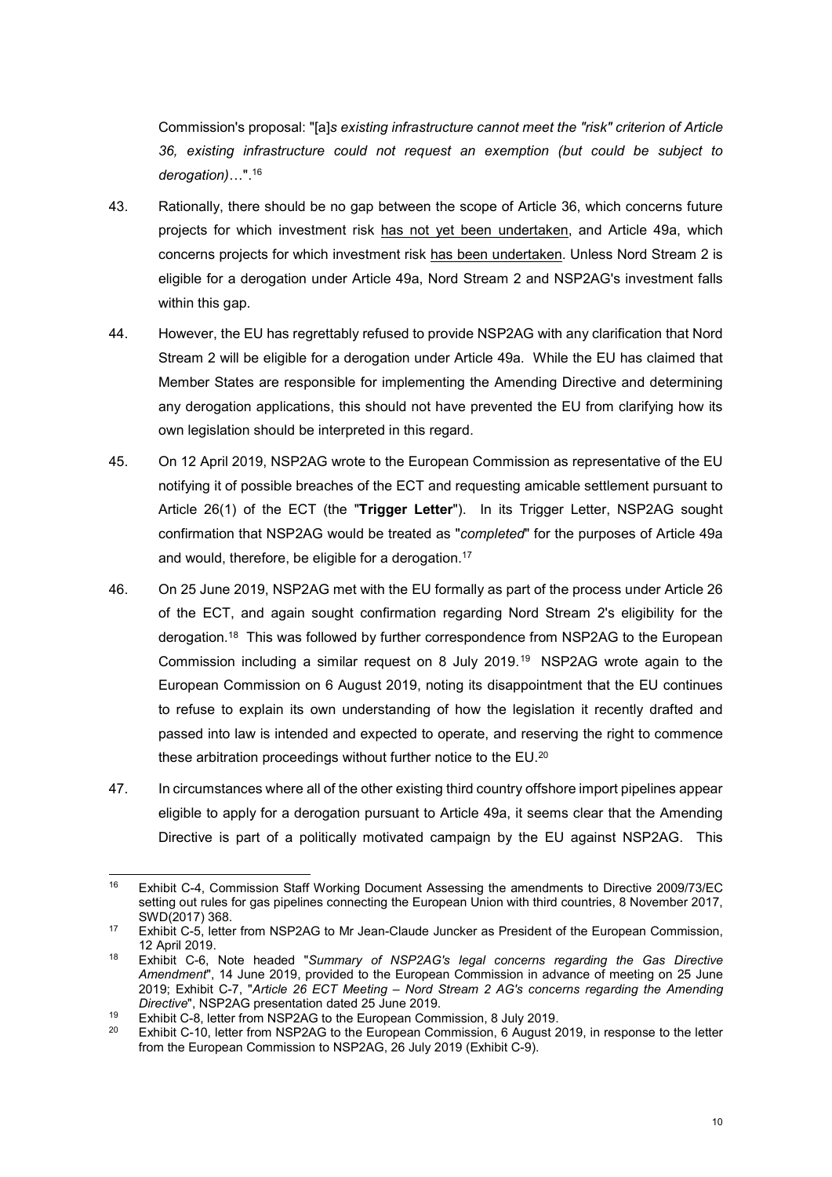Commission's proposal: "[a]*s existing infrastructure cannot meet the "risk" criterion of Article 36, existing infrastructure could not request an exemption (but could be subject to derogation)*…".[16]

43. Rationally, there should be no gap between the scope of Article 36, which concerns future projects for which investment risk has not yet been undertaken, and Article 49a, which concerns projects for which investment risk has been undertaken. Unless Nord Stream 2 is eligible for a derogation under Article 49a, Nord Stream 2 and NSP2AG's investment falls within this gap.

44. However, the EU has regrettably refused to provide NSP2AG with any clarification that Nord Stream 2 will be eligible for a derogation under Article 49a. While the EU has claimed that Member States are responsible for implementing the Amending Directive and determining any derogation applications, this should not have prevented the EU from clarifying how its own legislation should be interpreted in this regard.

45. On 12 April 2019, NSP2AG wrote to the European Commission as representative of the EU notifying it of possible breaches of the ECT and requesting amicable settlement pursuant to Article 26(1) of the ECT (the "**Trigger Letter**"). In its Trigger Letter, NSP2AG sought confirmation that NSP2AG would be treated as "*completed*" for the purposes of Article 49a and would, therefore, be eligible for a derogation.[17]

46. On 25 June 2019, NSP2AG met with the EU formally as part of the process under Article 26 of the ECT, and again sought confirmation regarding Nord Stream 2's eligibility for the derogation.[18] This was followed by further correspondence from NSP2AG to the European Commission including a similar request on 8 July 2019.[19] NSP2AG wrote again to the European Commission on 6 August 2019, noting its disappointment that the EU continues to refuse to explain its own understanding of how the legislation it recently drafted and passed into law is intended and expected to operate, and reserving the right to commence these arbitration proceedings without further notice to the EU.[20]

47. In circumstances where all of the other existing third country offshore import pipelines appear eligible to apply for a derogation pursuant to Article 49a, it seems clear that the Amending Directive is part of a politically motivated campaign by the EU against NSP2AG. This

---

[16] Exhibit C-4, Commission Staff Working Document Assessing the amendments to Directive 2009/73/EC setting out rules for gas pipelines connecting the European Union with third countries, 8 November 2017, SWD(2017) 368.

[17] Exhibit C-5, letter from NSP2AG to Mr Jean-Claude Juncker as President of the European Commission, 12 April 2019.

[18] Exhibit C-6, Note headed "*Summary of NSP2AG's legal concerns regarding the Gas Directive Amendment*", 14 June 2019, provided to the European Commission in advance of meeting on 25 June 2019; Exhibit C-7, "*Article 26 ECT Meeting – Nord Stream 2 AG's concerns regarding the Amending Directive*", NSP2AG presentation dated 25 June 2019.

[19] Exhibit C-8, letter from NSP2AG to the European Commission, 8 July 2019.

[20] Exhibit C-10, letter from NSP2AG to the European Commission, 6 August 2019, in response to the letter from the European Commission to NSP2AG, 26 July 2019 (Exhibit C-9).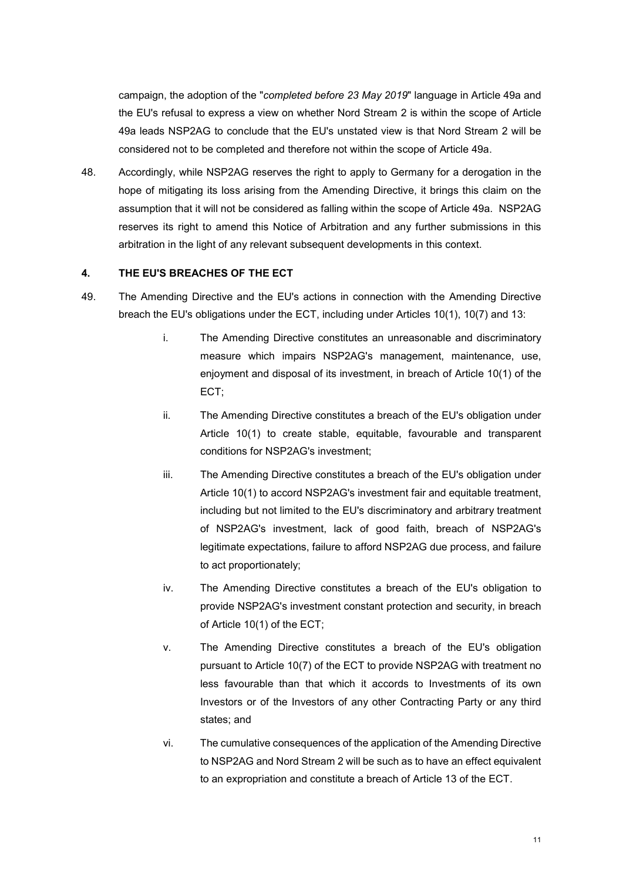campaign, the adoption of the "*completed before 23 May 2019*" language in Article 49a and the EU's refusal to express a view on whether Nord Stream 2 is within the scope of Article 49a leads NSP2AG to conclude that the EU's unstated view is that Nord Stream 2 will be considered not to be completed and therefore not within the scope of Article 49a.

48. Accordingly, while NSP2AG reserves the right to apply to Germany for a derogation in the hope of mitigating its loss arising from the Amending Directive, it brings this claim on the assumption that it will not be considered as falling within the scope of Article 49a. NSP2AG reserves its right to amend this Notice of Arbitration and any further submissions in this arbitration in the light of any relevant subsequent developments in this context.

## 4. THE EU'S BREACHES OF THE ECT

49. The Amending Directive and the EU's actions in connection with the Amending Directive breach the EU's obligations under the ECT, including under Articles 10(1), 10(7) and 13:

    i. The Amending Directive constitutes an unreasonable and discriminatory measure which impairs NSP2AG's management, maintenance, use, enjoyment and disposal of its investment, in breach of Article 10(1) of the ECT;

    ii. The Amending Directive constitutes a breach of the EU's obligation under Article 10(1) to create stable, equitable, favourable and transparent conditions for NSP2AG's investment;

    iii. The Amending Directive constitutes a breach of the EU's obligation under Article 10(1) to accord NSP2AG's investment fair and equitable treatment, including but not limited to the EU's discriminatory and arbitrary treatment of NSP2AG's investment, lack of good faith, breach of NSP2AG's legitimate expectations, failure to afford NSP2AG due process, and failure to act proportionately;

    iv. The Amending Directive constitutes a breach of the EU's obligation to provide NSP2AG's investment constant protection and security, in breach of Article 10(1) of the ECT;

    v. The Amending Directive constitutes a breach of the EU's obligation pursuant to Article 10(7) of the ECT to provide NSP2AG with treatment no less favourable than that which it accords to Investments of its own Investors or of the Investors of any other Contracting Party or any third states; and

    vi. The cumulative consequences of the application of the Amending Directive to NSP2AG and Nord Stream 2 will be such as to have an effect equivalent to an expropriation and constitute a breach of Article 13 of the ECT.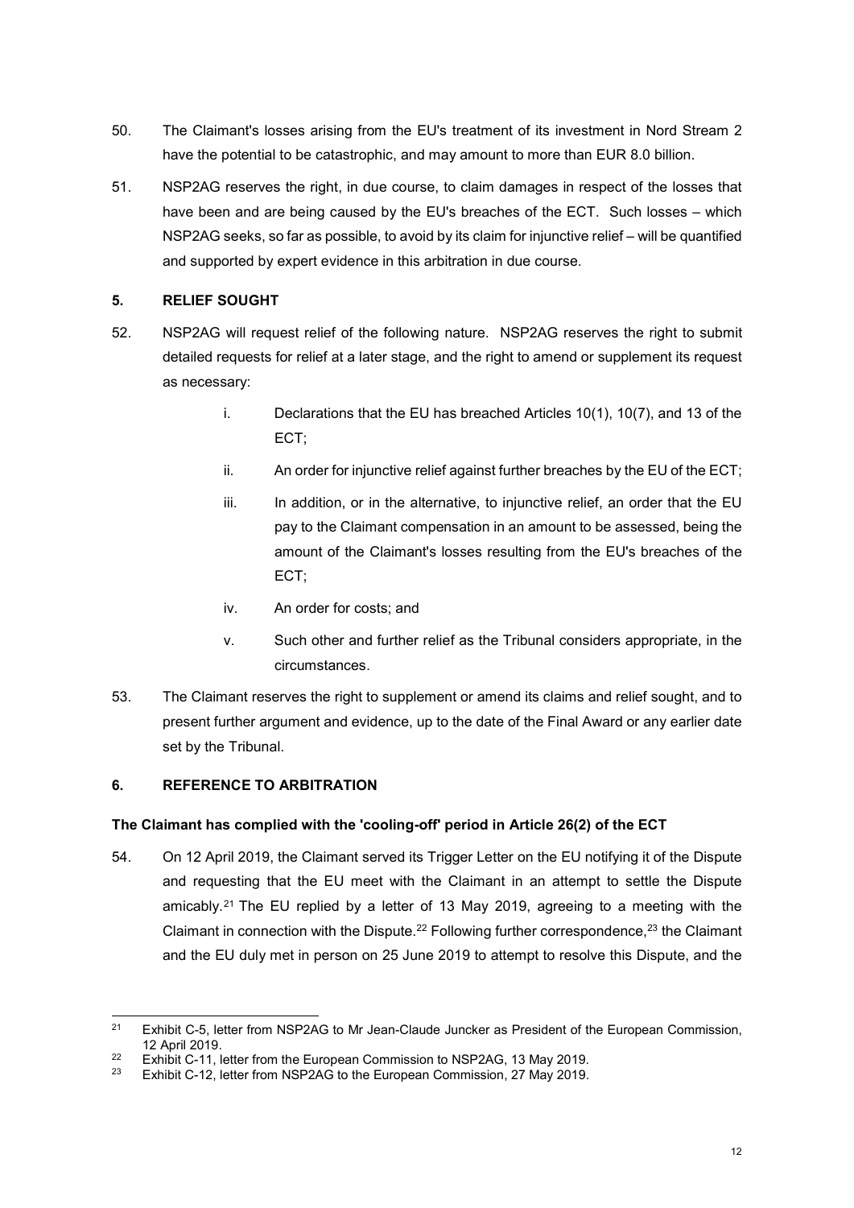50. The Claimant's losses arising from the EU's treatment of its investment in Nord Stream 2 have the potential to be catastrophic, and may amount to more than EUR 8.0 billion.

51. NSP2AG reserves the right, in due course, to claim damages in respect of the losses that have been and are being caused by the EU's breaches of the ECT. Such losses – which NSP2AG seeks, so far as possible, to avoid by its claim for injunctive relief – will be quantified and supported by expert evidence in this arbitration in due course.

## 5. RELIEF SOUGHT

52. NSP2AG will request relief of the following nature. NSP2AG reserves the right to submit detailed requests for relief at a later stage, and the right to amend or supplement its request as necessary:

    i. Declarations that the EU has breached Articles 10(1), 10(7), and 13 of the ECT;

    ii. An order for injunctive relief against further breaches by the EU of the ECT;

    iii. In addition, or in the alternative, to injunctive relief, an order that the EU pay to the Claimant compensation in an amount to be assessed, being the amount of the Claimant's losses resulting from the EU's breaches of the ECT;

    iv. An order for costs; and

    v. Such other and further relief as the Tribunal considers appropriate, in the circumstances.

53. The Claimant reserves the right to supplement or amend its claims and relief sought, and to present further argument and evidence, up to the date of the Final Award or any earlier date set by the Tribunal.

## 6. REFERENCE TO ARBITRATION

### The Claimant has complied with the 'cooling-off' period in Article 26(2) of the ECT

54. On 12 April 2019, the Claimant served its Trigger Letter on the EU notifying it of the Dispute and requesting that the EU meet with the Claimant in an attempt to settle the Dispute amicably.[21] The EU replied by a letter of 13 May 2019, agreeing to a meeting with the Claimant in connection with the Dispute.[22] Following further correspondence,[23] the Claimant and the EU duly met in person on 25 June 2019 to attempt to resolve this Dispute, and the

---

[21] Exhibit C-5, letter from NSP2AG to Mr Jean-Claude Juncker as President of the European Commission, 12 April 2019.

[22] Exhibit C-11, letter from the European Commission to NSP2AG, 13 May 2019.

[23] Exhibit C-12, letter from NSP2AG to the European Commission, 27 May 2019.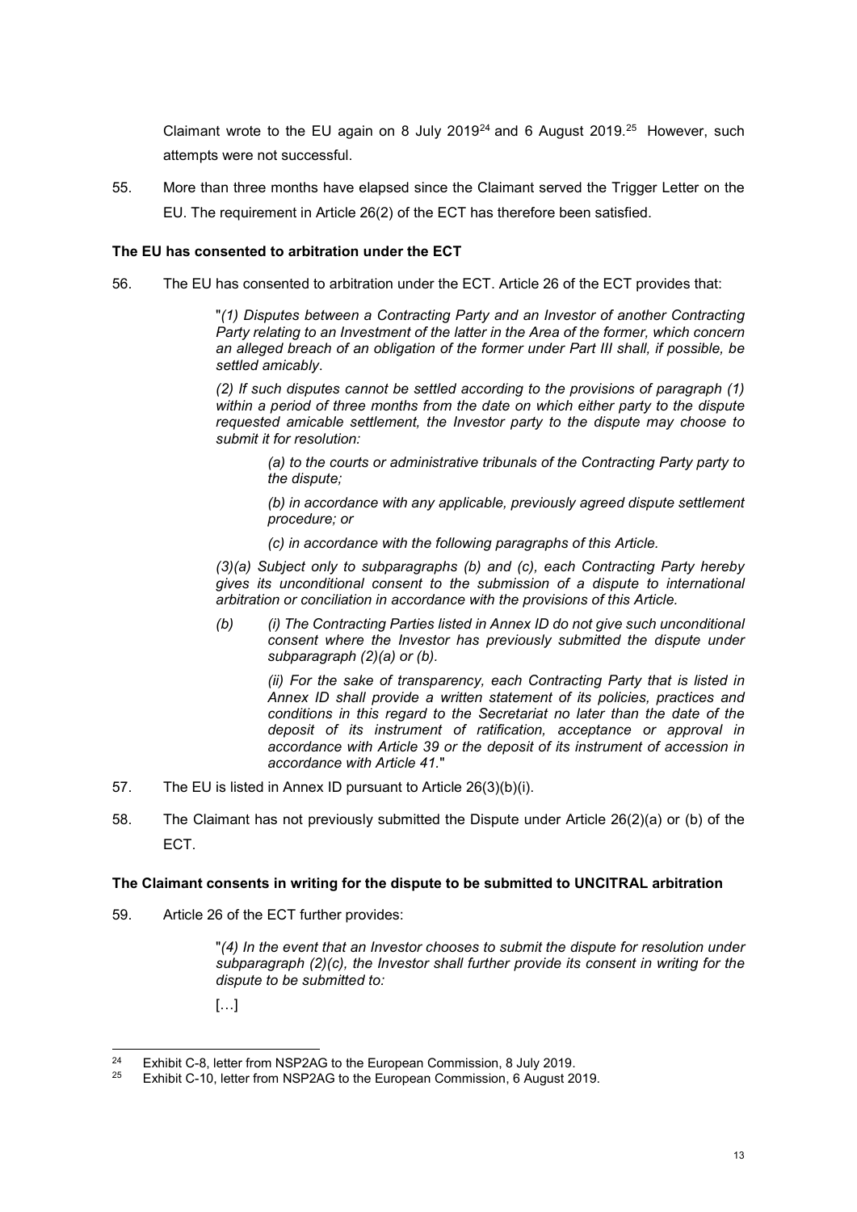Claimant wrote to the EU again on 8 July 2019[24] and 6 August 2019.[25] However, such attempts were not successful.

55. More than three months have elapsed since the Claimant served the Trigger Letter on the EU. The requirement in Article 26(2) of the ECT has therefore been satisfied.

**The EU has consented to arbitration under the ECT**

56. The EU has consented to arbitration under the ECT. Article 26 of the ECT provides that:

> "*(1) Disputes between a Contracting Party and an Investor of another Contracting Party relating to an Investment of the latter in the Area of the former, which concern an alleged breach of an obligation of the former under Part III shall, if possible, be settled amicably*.
>
> *(2) If such disputes cannot be settled according to the provisions of paragraph (1) within a period of three months from the date on which either party to the dispute requested amicable settlement, the Investor party to the dispute may choose to submit it for resolution:*
>
> > *(a) to the courts or administrative tribunals of the Contracting Party party to the dispute;*
> >
> > *(b) in accordance with any applicable, previously agreed dispute settlement procedure; or*
> >
> > *(c) in accordance with the following paragraphs of this Article.*
>
> *(3)(a) Subject only to subparagraphs (b) and (c), each Contracting Party hereby gives its unconditional consent to the submission of a dispute to international arbitration or conciliation in accordance with the provisions of this Article.*
>
> *(b) (i) The Contracting Parties listed in Annex ID do not give such unconditional consent where the Investor has previously submitted the dispute under subparagraph (2)(a) or (b).*
>
> > *(ii) For the sake of transparency, each Contracting Party that is listed in Annex ID shall provide a written statement of its policies, practices and conditions in this regard to the Secretariat no later than the date of the deposit of its instrument of ratification, acceptance or approval in accordance with Article 39 or the deposit of its instrument of accession in accordance with Article 41.*"

57. The EU is listed in Annex ID pursuant to Article 26(3)(b)(i).

58. The Claimant has not previously submitted the Dispute under Article 26(2)(a) or (b) of the ECT.

**The Claimant consents in writing for the dispute to be submitted to UNCITRAL arbitration**

59. Article 26 of the ECT further provides:

> "*(4) In the event that an Investor chooses to submit the dispute for resolution under subparagraph (2)(c), the Investor shall further provide its consent in writing for the dispute to be submitted to:*
>
> […]

---

[24] Exhibit C-8, letter from NSP2AG to the European Commission, 8 July 2019.

[25] Exhibit C-10, letter from NSP2AG to the European Commission, 6 August 2019.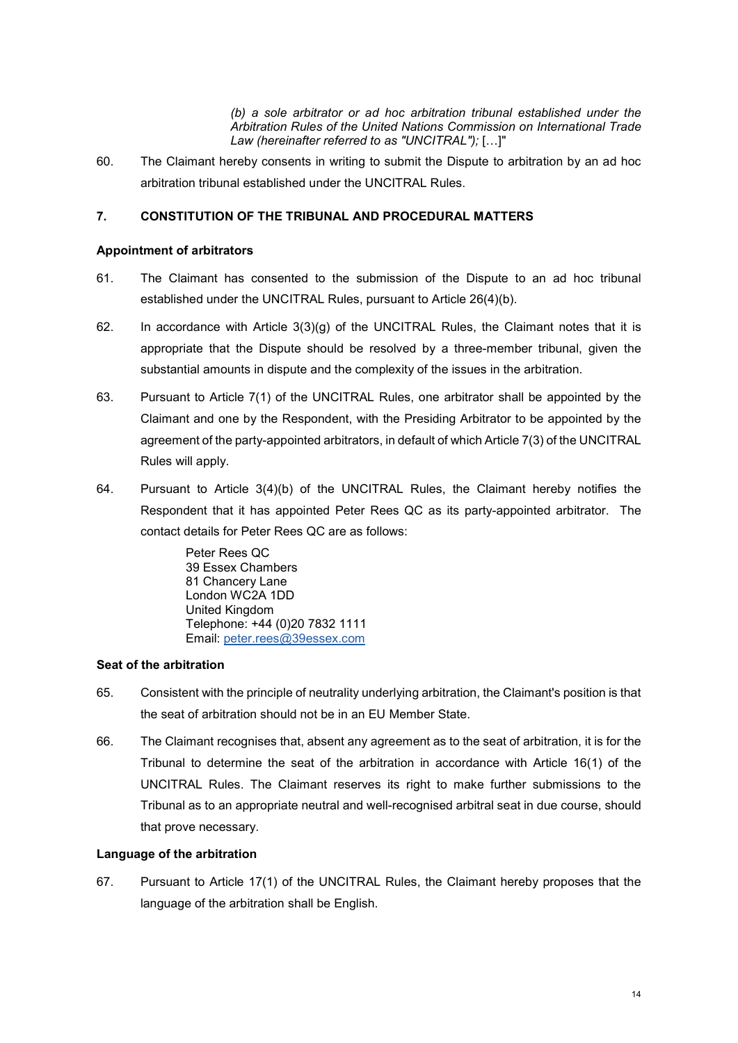> *(b) a sole arbitrator or ad hoc arbitration tribunal established under the Arbitration Rules of the United Nations Commission on International Trade Law (hereinafter referred to as "UNCITRAL");* […]"

60. The Claimant hereby consents in writing to submit the Dispute to arbitration by an ad hoc arbitration tribunal established under the UNCITRAL Rules.

## 7. CONSTITUTION OF THE TRIBUNAL AND PROCEDURAL MATTERS

### Appointment of arbitrators

61. The Claimant has consented to the submission of the Dispute to an ad hoc tribunal established under the UNCITRAL Rules, pursuant to Article 26(4)(b).

62. In accordance with Article 3(3)(g) of the UNCITRAL Rules, the Claimant notes that it is appropriate that the Dispute should be resolved by a three-member tribunal, given the substantial amounts in dispute and the complexity of the issues in the arbitration.

63. Pursuant to Article 7(1) of the UNCITRAL Rules, one arbitrator shall be appointed by the Claimant and one by the Respondent, with the Presiding Arbitrator to be appointed by the agreement of the party-appointed arbitrators, in default of which Article 7(3) of the UNCITRAL Rules will apply.

64. Pursuant to Article 3(4)(b) of the UNCITRAL Rules, the Claimant hereby notifies the Respondent that it has appointed Peter Rees QC as its party-appointed arbitrator. The contact details for Peter Rees QC are as follows:

    Peter Rees QC
    39 Essex Chambers
    81 Chancery Lane
    London WC2A 1DD
    United Kingdom
    Telephone: +44 (0)20 7832 1111
    Email: peter.rees@39essex.com

### Seat of the arbitration

65. Consistent with the principle of neutrality underlying arbitration, the Claimant's position is that the seat of arbitration should not be in an EU Member State.

66. The Claimant recognises that, absent any agreement as to the seat of arbitration, it is for the Tribunal to determine the seat of the arbitration in accordance with Article 16(1) of the UNCITRAL Rules. The Claimant reserves its right to make further submissions to the Tribunal as to an appropriate neutral and well-recognised arbitral seat in due course, should that prove necessary.

### Language of the arbitration

67. Pursuant to Article 17(1) of the UNCITRAL Rules, the Claimant hereby proposes that the language of the arbitration shall be English.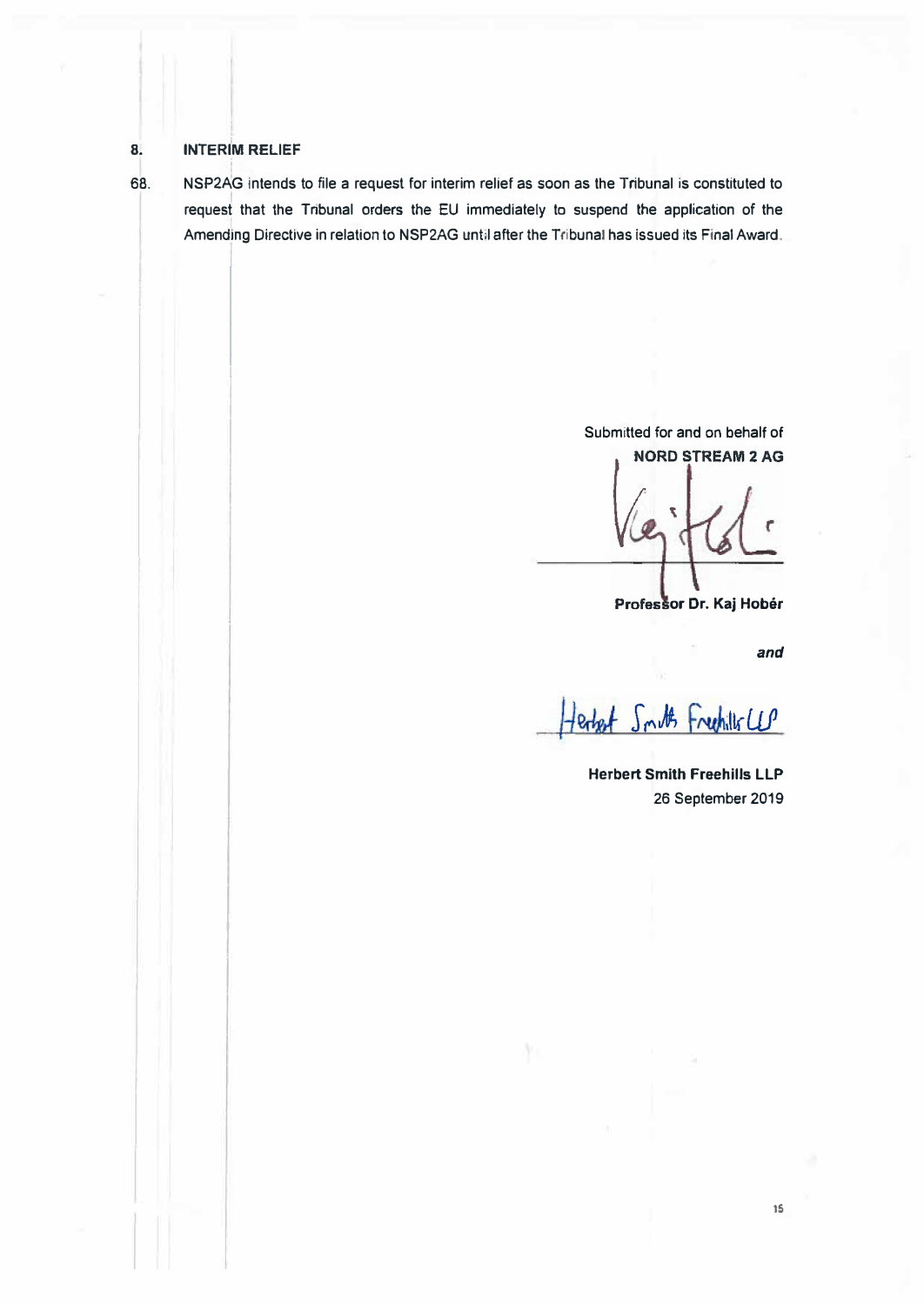## 8. INTERIM RELIEF

68. NSP2AG intends to file a request for interim relief as soon as the Tribunal is constituted to request that the Tribunal orders the EU immediately to suspend the application of the Amending Directive in relation to NSP2AG until after the Tribunal has issued its Final Award.

Submitted for and on behalf of
**NORD STREAM 2 AG**

**Professor Dr. Kaj Hobér**

***and***

**Herbert Smith Freehills LLP**
26 September 2019